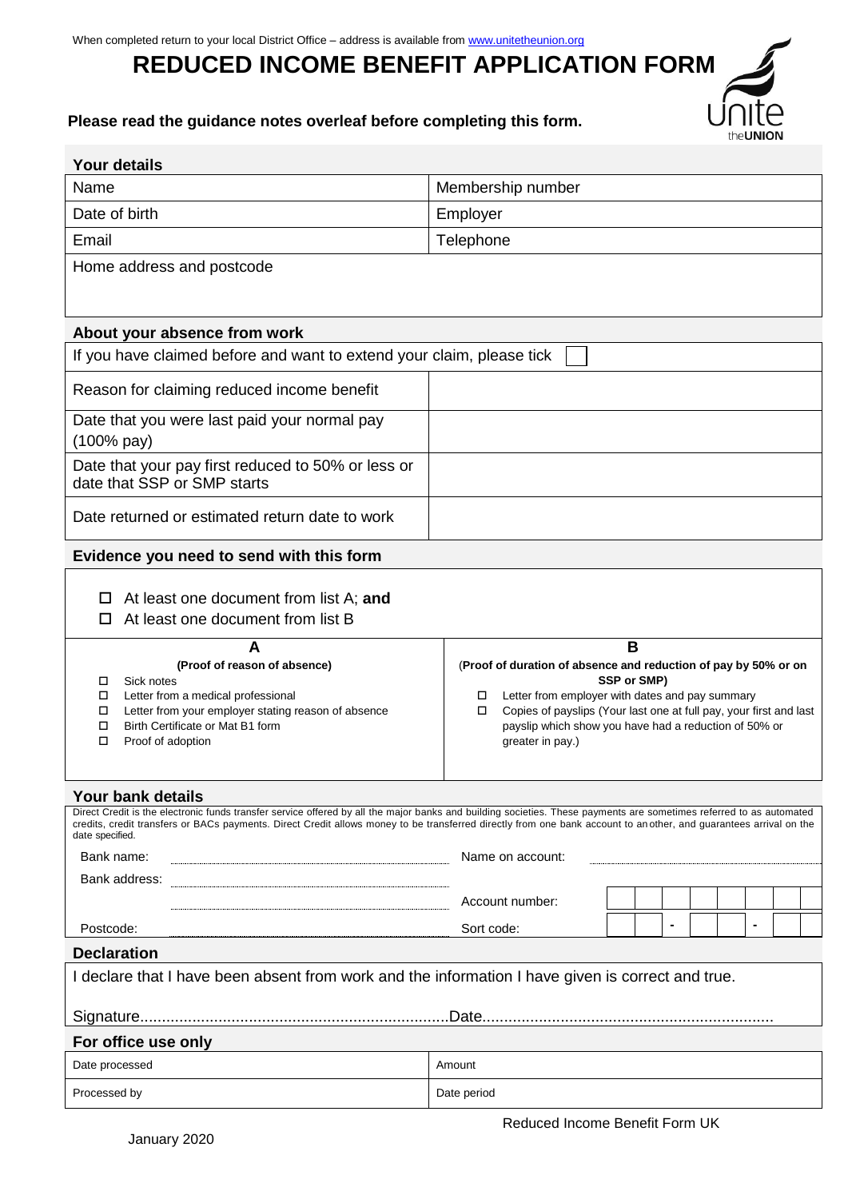When completed return to your local District Office – address is available from www.unitetheunion.org

# REDUCED INCOME BENEFIT APPLICATION FORM

**Please read the guidance notes overleaf before completing this form.**

## Your details

| Name | Membership number |
|---|---|
| Date of birth | Employer |
| Email | Telephone |
| Home address and postcode | |

## About your absence from work

If you have claimed before and want to extend your claim, please tick ☐

| | |
|---|---|
| Reason for claiming reduced income benefit | |
| Date that you were last paid your normal pay (100% pay) | |
| Date that your pay first reduced to 50% or less or date that SSP or SMP starts | |
| Date returned or estimated return date to work | |

## Evidence you need to send with this form

- ☐ At least one document from list A; **and**
- ☐ At least one document from list B

| A | B |
|---|---|
| **(Proof of reason of absence)** | **(Proof of duration of absence and reduction of pay by 50% or on SSP or SMP)** |
| ☐ Sick notes | ☐ Letter from employer with dates and pay summary |
| ☐ Letter from a medical professional | ☐ Copies of payslips (Your last one at full pay, your first and last payslip which show you have had a reduction of 50% or greater in pay.) |
| ☐ Letter from your employer stating reason of absence | |
| ☐ Birth Certificate or Mat B1 form | |
| ☐ Proof of adoption | |

## Your bank details

Direct Credit is the electronic funds transfer service offered by all the major banks and building societies. These payments are sometimes referred to as automated credits, credit transfers or BACs payments. Direct Credit allows money to be transferred directly from one bank account to another, and guarantees arrival on the date specified.

Bank name: ............................................ Name on account: ............................................

Bank address: ............................................

............................................ Account number: ☐☐☐☐☐☐☐☐

Postcode: ............................................ Sort code: ☐☐ - ☐☐ - ☐☐

## Declaration

I declare that I have been absent from work and the information I have given is correct and true.

Signature...................................................................... Date..................................................................

## For office use only

| Date processed | Amount |
|---|---|
| Processed by | Date period |

Reduced Income Benefit Form UK

January 2020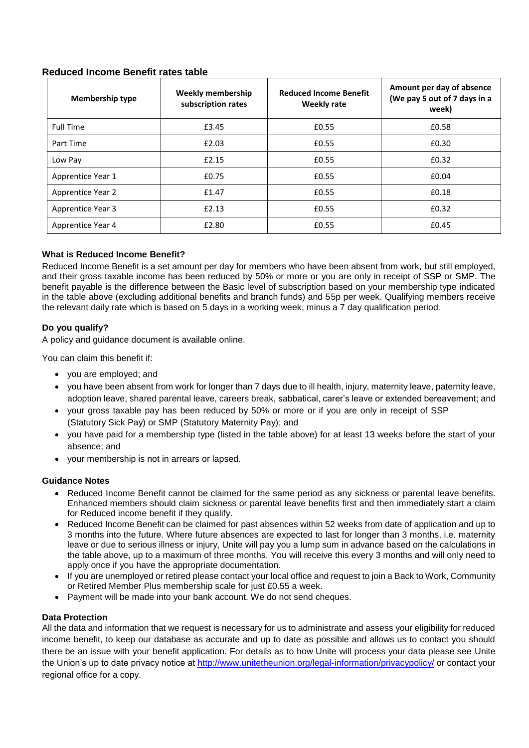## Reduced Income Benefit rates table

| Membership type | Weekly membership subscription rates | Reduced Income Benefit Weekly rate | Amount per day of absence (We pay 5 out of 7 days in a week) |
|---|---|---|---|
| Full Time | £3.45 | £0.55 | £0.58 |
| Part Time | £2.03 | £0.55 | £0.30 |
| Low Pay | £2.15 | £0.55 | £0.32 |
| Apprentice Year 1 | £0.75 | £0.55 | £0.04 |
| Apprentice Year 2 | £1.47 | £0.55 | £0.18 |
| Apprentice Year 3 | £2.13 | £0.55 | £0.32 |
| Apprentice Year 4 | £2.80 | £0.55 | £0.45 |

### What is Reduced Income Benefit?

Reduced Income Benefit is a set amount per day for members who have been absent from work, but still employed, and their gross taxable income has been reduced by 50% or more or you are only in receipt of SSP or SMP. The benefit payable is the difference between the Basic level of subscription based on your membership type indicated in the table above (excluding additional benefits and branch funds) and 55p per week. Qualifying members receive the relevant daily rate which is based on 5 days in a working week, minus a 7 day qualification period.

### Do you qualify?

A policy and guidance document is available online.

You can claim this benefit if:

- you are employed; and
- you have been absent from work for longer than 7 days due to ill health, injury, maternity leave, paternity leave, adoption leave, shared parental leave, careers break, sabbatical, carer's leave or extended bereavement; and
- your gross taxable pay has been reduced by 50% or more or if you are only in receipt of SSP (Statutory Sick Pay) or SMP (Statutory Maternity Pay); and
- you have paid for a membership type (listed in the table above) for at least 13 weeks before the start of your absence; and
- your membership is not in arrears or lapsed.

### Guidance Notes

- Reduced Income Benefit cannot be claimed for the same period as any sickness or parental leave benefits. Enhanced members should claim sickness or parental leave benefits first and then immediately start a claim for Reduced income benefit if they qualify.
- Reduced Income Benefit can be claimed for past absences within 52 weeks from date of application and up to 3 months into the future. Where future absences are expected to last for longer than 3 months, i.e. maternity leave or due to serious illness or injury, Unite will pay you a lump sum in advance based on the calculations in the table above, up to a maximum of three months. You will receive this every 3 months and will only need to apply once if you have the appropriate documentation.
- If you are unemployed or retired please contact your local office and request to join a Back to Work, Community or Retired Member Plus membership scale for just £0.55 a week.
- Payment will be made into your bank account. We do not send cheques.

### Data Protection

All the data and information that we request is necessary for us to administrate and assess your eligibility for reduced income benefit, to keep our database as accurate and up to date as possible and allows us to contact you should there be an issue with your benefit application. For details as to how Unite will process your data please see Unite the Union's up to date privacy notice at http://www.unitetheunion.org/legal-information/privacypolicy/ or contact your regional office for a copy.